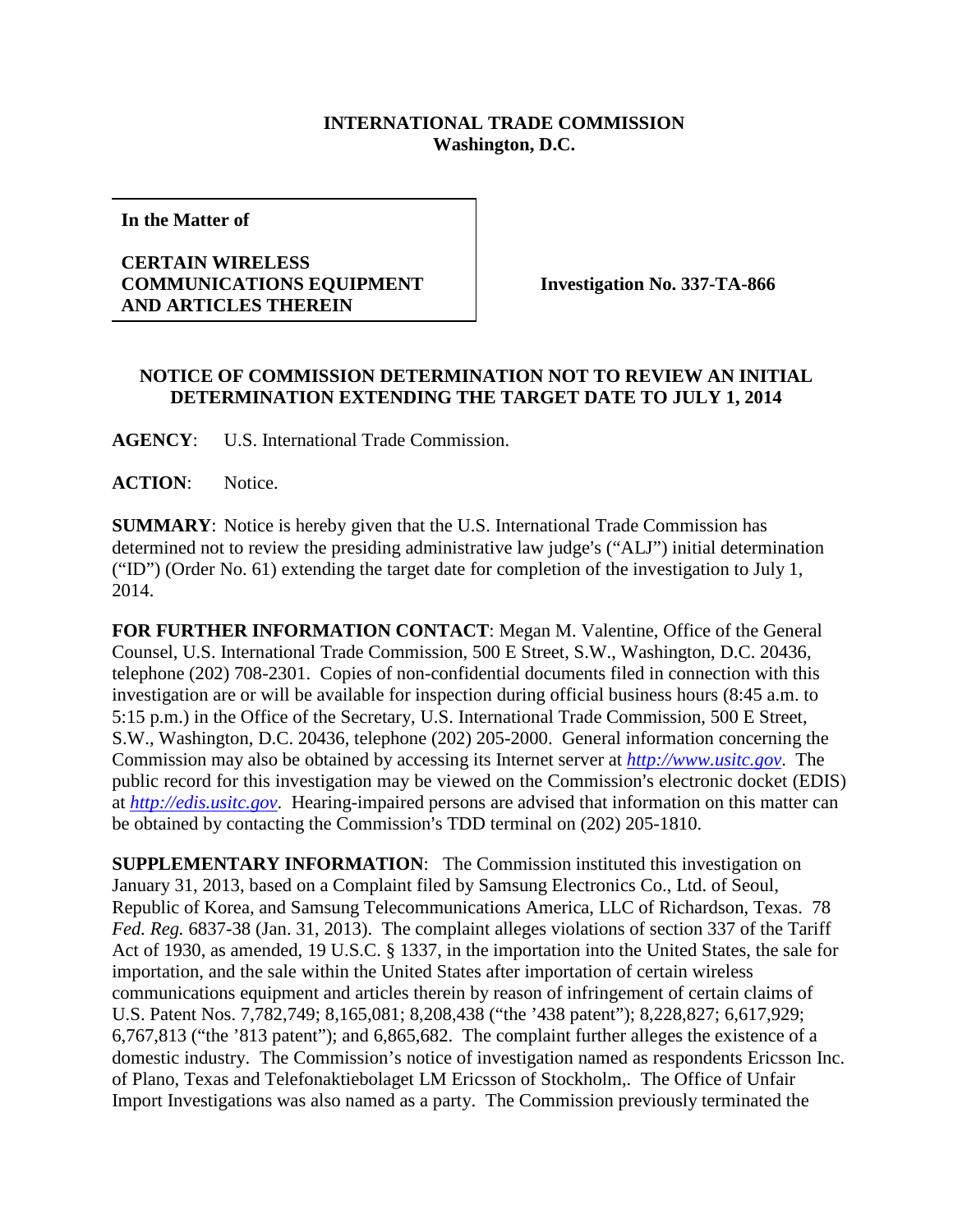**INTERNATIONAL TRADE COMMISSION**
**Washington, D.C.**

| **In the Matter of** **CERTAIN WIRELESS COMMUNICATIONS EQUIPMENT AND ARTICLES THEREIN** | **Investigation No. 337-TA-866** |
|---|---|

**NOTICE OF COMMISSION DETERMINATION NOT TO REVIEW AN INITIAL DETERMINATION EXTENDING THE TARGET DATE TO JULY 1, 2014**

**AGENCY**: U.S. International Trade Commission.

**ACTION**: Notice.

**SUMMARY**: Notice is hereby given that the U.S. International Trade Commission has determined not to review the presiding administrative law judge's ("ALJ") initial determination ("ID") (Order No. 61) extending the target date for completion of the investigation to July 1, 2014.

**FOR FURTHER INFORMATION CONTACT**: Megan M. Valentine, Office of the General Counsel, U.S. International Trade Commission, 500 E Street, S.W., Washington, D.C. 20436, telephone (202) 708-2301. Copies of non-confidential documents filed in connection with this investigation are or will be available for inspection during official business hours (8:45 a.m. to 5:15 p.m.) in the Office of the Secretary, U.S. International Trade Commission, 500 E Street, S.W., Washington, D.C. 20436, telephone (202) 205-2000. General information concerning the Commission may also be obtained by accessing its Internet server at *http://www.usitc.gov*. The public record for this investigation may be viewed on the Commission's electronic docket (EDIS) at *http://edis.usitc.gov*. Hearing-impaired persons are advised that information on this matter can be obtained by contacting the Commission's TDD terminal on (202) 205-1810.

**SUPPLEMENTARY INFORMATION**: The Commission instituted this investigation on January 31, 2013, based on a Complaint filed by Samsung Electronics Co., Ltd. of Seoul, Republic of Korea, and Samsung Telecommunications America, LLC of Richardson, Texas. 78 *Fed. Reg.* 6837-38 (Jan. 31, 2013). The complaint alleges violations of section 337 of the Tariff Act of 1930, as amended, 19 U.S.C. § 1337, in the importation into the United States, the sale for importation, and the sale within the United States after importation of certain wireless communications equipment and articles therein by reason of infringement of certain claims of U.S. Patent Nos. 7,782,749; 8,165,081; 8,208,438 ("the '438 patent"); 8,228,827; 6,617,929; 6,767,813 ("the '813 patent"); and 6,865,682. The complaint further alleges the existence of a domestic industry. The Commission's notice of investigation named as respondents Ericsson Inc. of Plano, Texas and Telefonaktiebolaget LM Ericsson of Stockholm,. The Office of Unfair Import Investigations was also named as a party. The Commission previously terminated the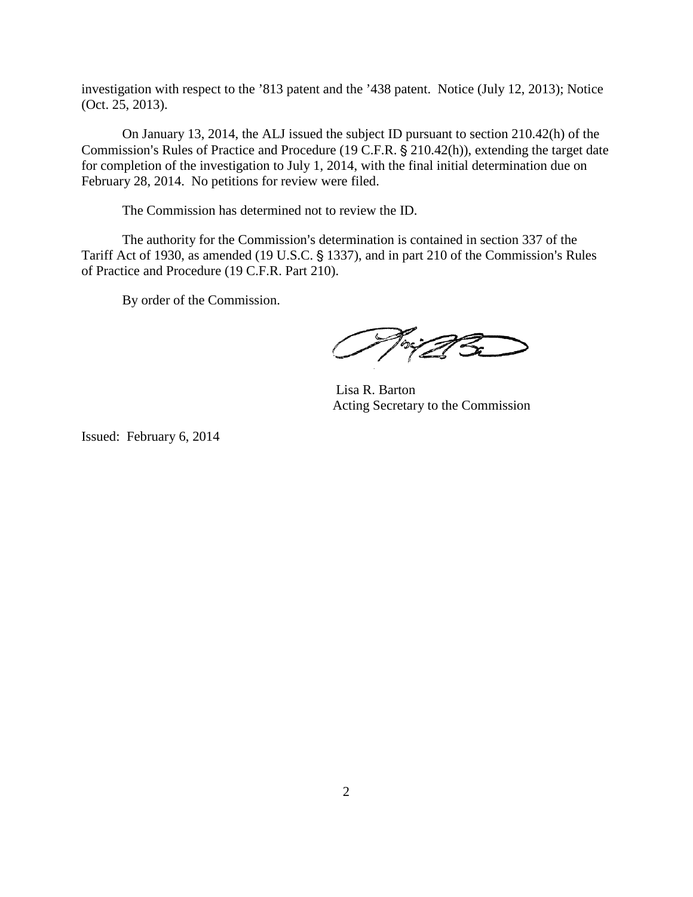investigation with respect to the '813 patent and the '438 patent. Notice (July 12, 2013); Notice (Oct. 25, 2013).

On January 13, 2014, the ALJ issued the subject ID pursuant to section 210.42(h) of the Commission's Rules of Practice and Procedure (19 C.F.R. § 210.42(h)), extending the target date for completion of the investigation to July 1, 2014, with the final initial determination due on February 28, 2014. No petitions for review were filed.

The Commission has determined not to review the ID.

The authority for the Commission's determination is contained in section 337 of the Tariff Act of 1930, as amended (19 U.S.C. § 1337), and in part 210 of the Commission's Rules of Practice and Procedure (19 C.F.R. Part 210).

By order of the Commission.

Lisa R. Barton
Acting Secretary to the Commission

Issued: February 6, 2014